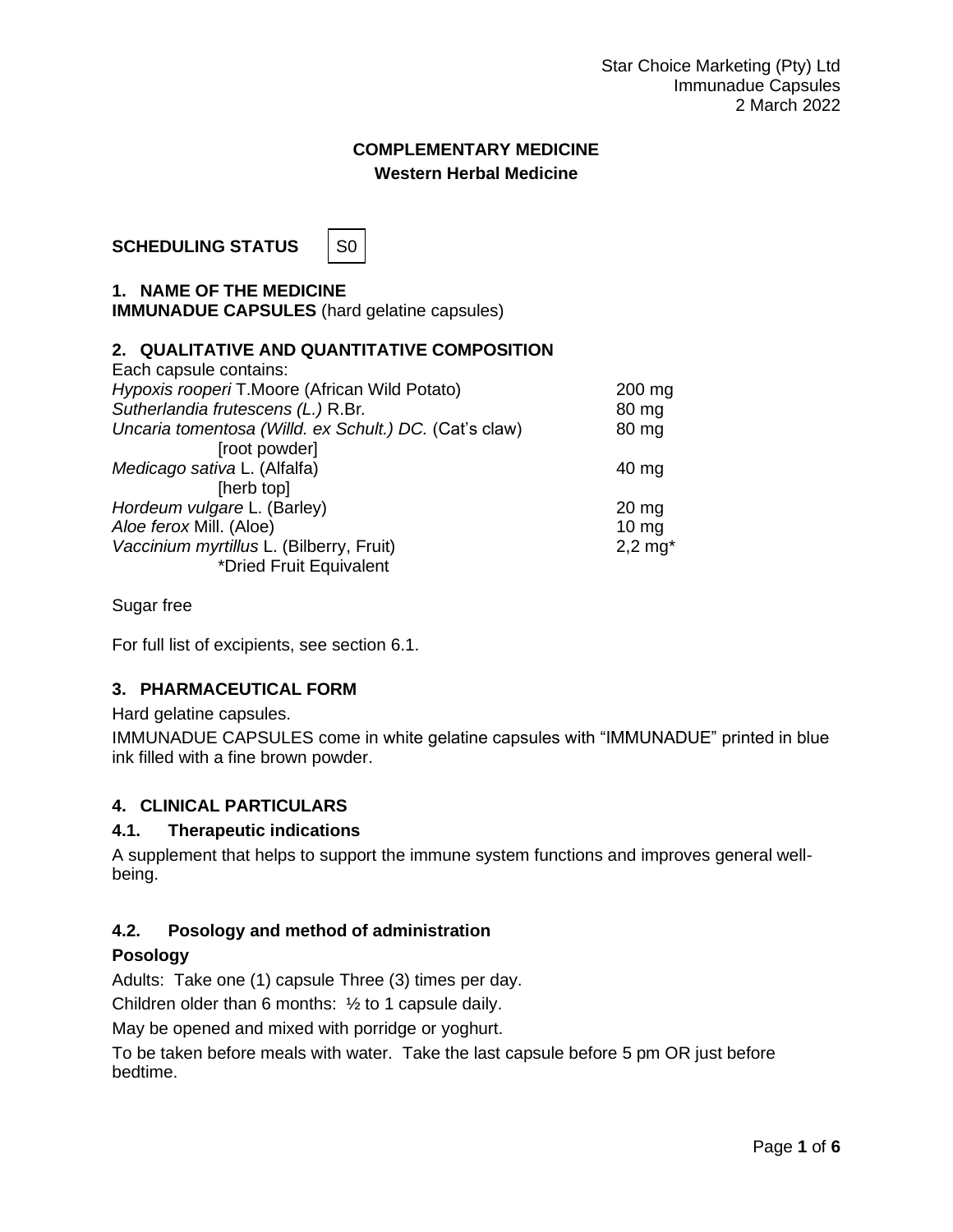Star Choice Marketing (Pty) Ltd
Immunadue Capsules
2 March 2022

**COMPLEMENTARY MEDICINE**
**Western Herbal Medicine**

**SCHEDULING STATUS** S0

## 1. NAME OF THE MEDICINE

**IMMUNADUE CAPSULES** (hard gelatine capsules)

## 2. QUALITATIVE AND QUANTITATIVE COMPOSITION

Each capsule contains:

| | |
|---|---|
| *Hypoxis rooperi* T.Moore (African Wild Potato) | 200 mg |
| *Sutherlandia frutescens (L.)* R.Br. | 80 mg |
| *Uncaria tomentosa (Willd. ex Schult.) DC.* (Cat's claw) [root powder] | 80 mg |
| *Medicago sativa* L. (Alfalfa) [herb top] | 40 mg |
| *Hordeum vulgare* L. (Barley) | 20 mg |
| *Aloe ferox* Mill. (Aloe) | 10 mg |
| *Vaccinium myrtillus* L. (Bilberry, Fruit) *Dried Fruit Equivalent | 2,2 mg* |

Sugar free

For full list of excipients, see section 6.1.

## 3. PHARMACEUTICAL FORM

Hard gelatine capsules.

IMMUNADUE CAPSULES come in white gelatine capsules with "IMMUNADUE" printed in blue ink filled with a fine brown powder.

## 4. CLINICAL PARTICULARS

### 4.1. Therapeutic indications

A supplement that helps to support the immune system functions and improves general well-being.

### 4.2. Posology and method of administration

**Posology**

Adults: Take one (1) capsule Three (3) times per day.

Children older than 6 months: ½ to 1 capsule daily.

May be opened and mixed with porridge or yoghurt.

To be taken before meals with water. Take the last capsule before 5 pm OR just before bedtime.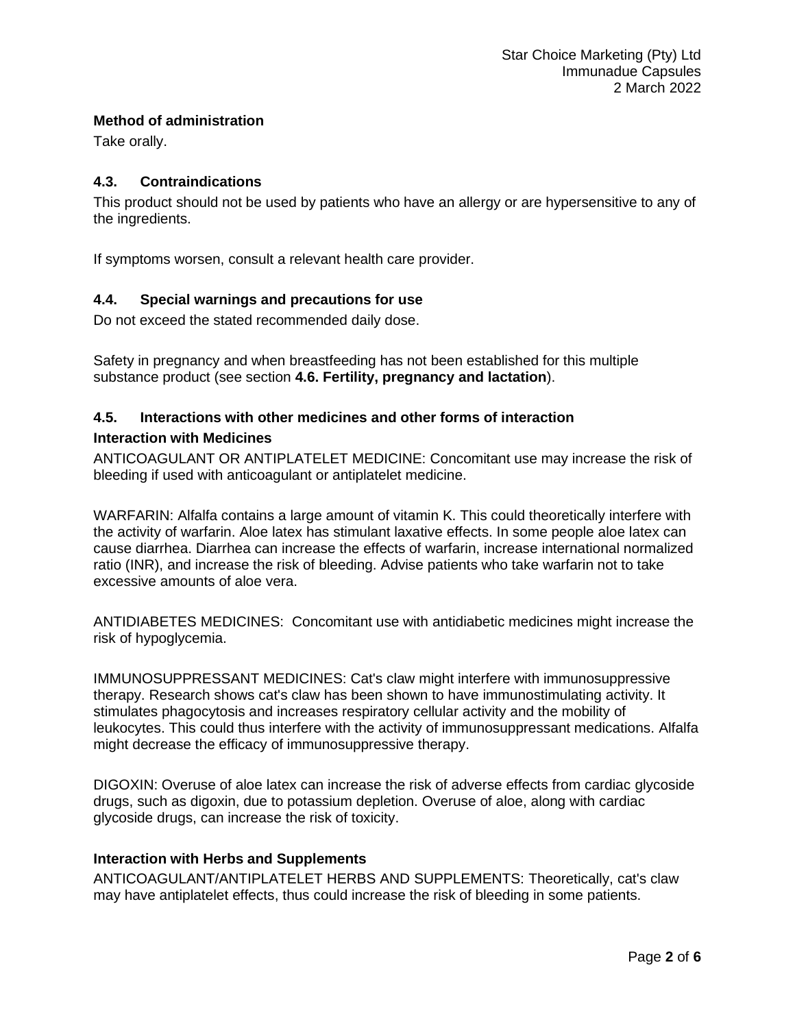**Method of administration**

Take orally.

### 4.3. Contraindications

This product should not be used by patients who have an allergy or are hypersensitive to any of the ingredients.

If symptoms worsen, consult a relevant health care provider.

### 4.4. Special warnings and precautions for use

Do not exceed the stated recommended daily dose.

Safety in pregnancy and when breastfeeding has not been established for this multiple substance product (see section **4.6. Fertility, pregnancy and lactation**).

### 4.5. Interactions with other medicines and other forms of interaction

**Interaction with Medicines**

ANTICOAGULANT OR ANTIPLATELET MEDICINE: Concomitant use may increase the risk of bleeding if used with anticoagulant or antiplatelet medicine.

WARFARIN: Alfalfa contains a large amount of vitamin K. This could theoretically interfere with the activity of warfarin. Aloe latex has stimulant laxative effects. In some people aloe latex can cause diarrhea. Diarrhea can increase the effects of warfarin, increase international normalized ratio (INR), and increase the risk of bleeding. Advise patients who take warfarin not to take excessive amounts of aloe vera.

ANTIDIABETES MEDICINES: Concomitant use with antidiabetic medicines might increase the risk of hypoglycemia.

IMMUNOSUPPRESSANT MEDICINES: Cat's claw might interfere with immunosuppressive therapy. Research shows cat's claw has been shown to have immunostimulating activity. It stimulates phagocytosis and increases respiratory cellular activity and the mobility of leukocytes. This could thus interfere with the activity of immunosuppressant medications. Alfalfa might decrease the efficacy of immunosuppressive therapy.

DIGOXIN: Overuse of aloe latex can increase the risk of adverse effects from cardiac glycoside drugs, such as digoxin, due to potassium depletion. Overuse of aloe, along with cardiac glycoside drugs, can increase the risk of toxicity.

**Interaction with Herbs and Supplements**

ANTICOAGULANT/ANTIPLATELET HERBS AND SUPPLEMENTS: Theoretically, cat's claw may have antiplatelet effects, thus could increase the risk of bleeding in some patients.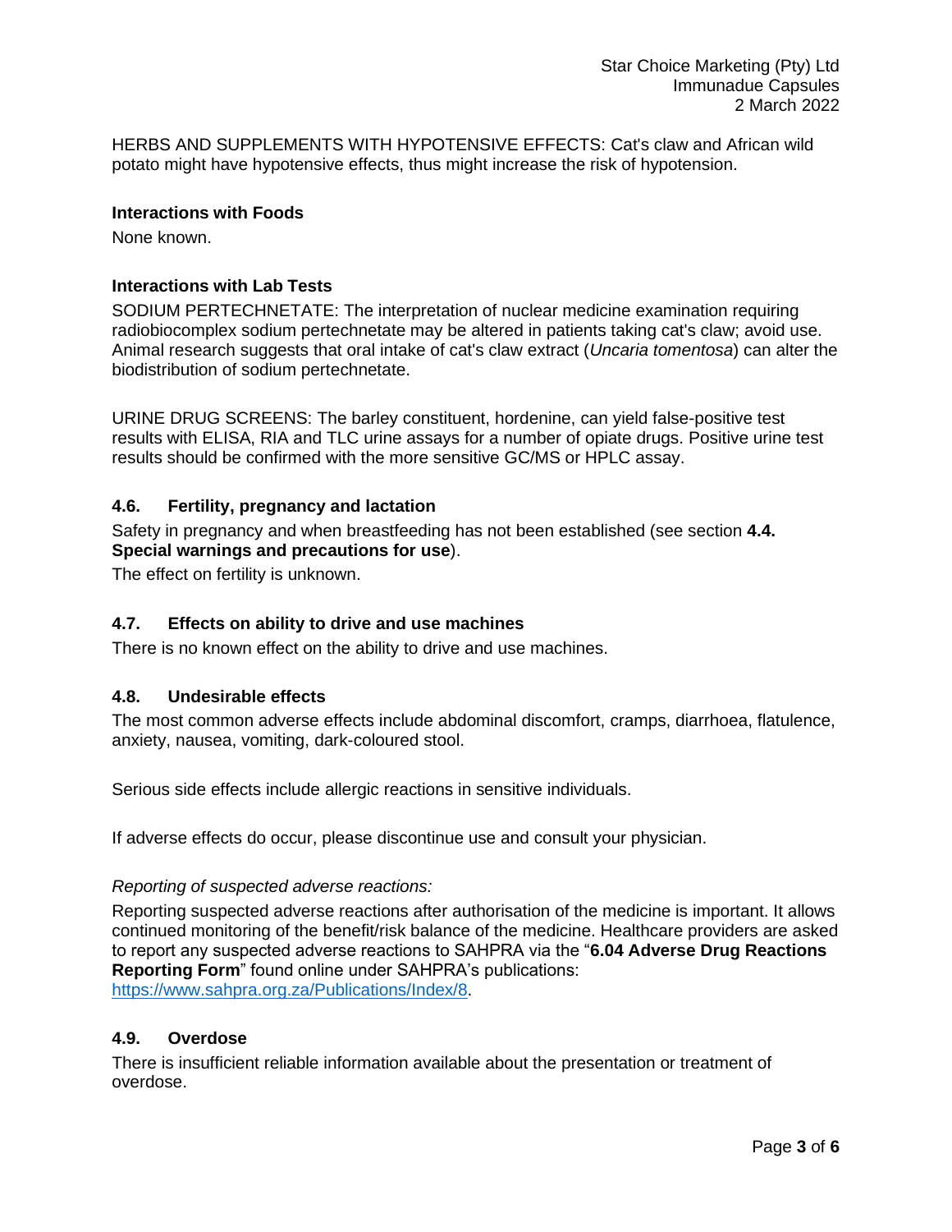HERBS AND SUPPLEMENTS WITH HYPOTENSIVE EFFECTS: Cat's claw and African wild potato might have hypotensive effects, thus might increase the risk of hypotension.

**Interactions with Foods**

None known.

**Interactions with Lab Tests**

SODIUM PERTECHNETATE: The interpretation of nuclear medicine examination requiring radiobiocomplex sodium pertechnetate may be altered in patients taking cat's claw; avoid use. Animal research suggests that oral intake of cat's claw extract (*Uncaria tomentosa*) can alter the biodistribution of sodium pertechnetate.

URINE DRUG SCREENS: The barley constituent, hordenine, can yield false-positive test results with ELISA, RIA and TLC urine assays for a number of opiate drugs. Positive urine test results should be confirmed with the more sensitive GC/MS or HPLC assay.

### 4.6. Fertility, pregnancy and lactation

Safety in pregnancy and when breastfeeding has not been established (see section **4.4. Special warnings and precautions for use**).

The effect on fertility is unknown.

### 4.7. Effects on ability to drive and use machines

There is no known effect on the ability to drive and use machines.

### 4.8. Undesirable effects

The most common adverse effects include abdominal discomfort, cramps, diarrhoea, flatulence, anxiety, nausea, vomiting, dark-coloured stool.

Serious side effects include allergic reactions in sensitive individuals.

If adverse effects do occur, please discontinue use and consult your physician.

*Reporting of suspected adverse reactions:*

Reporting suspected adverse reactions after authorisation of the medicine is important. It allows continued monitoring of the benefit/risk balance of the medicine. Healthcare providers are asked to report any suspected adverse reactions to SAHPRA via the "**6.04 Adverse Drug Reactions Reporting Form**" found online under SAHPRA's publications: https://www.sahpra.org.za/Publications/Index/8.

### 4.9. Overdose

There is insufficient reliable information available about the presentation or treatment of overdose.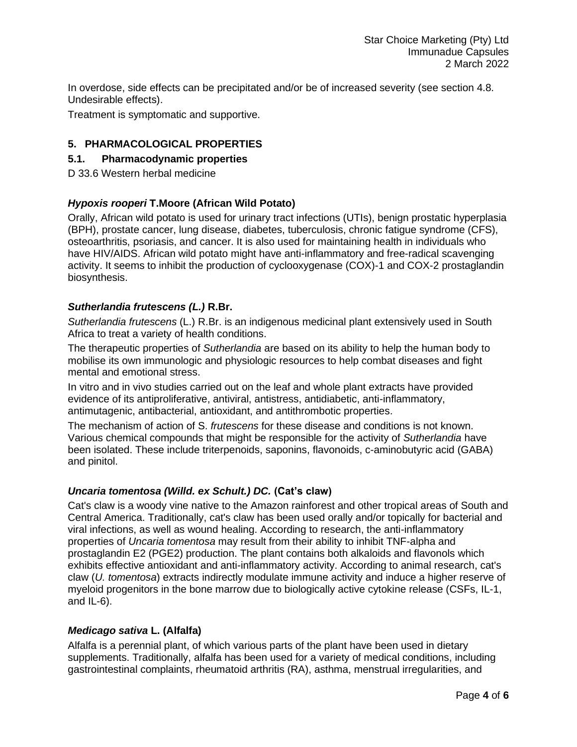In overdose, side effects can be precipitated and/or be of increased severity (see section 4.8. Undesirable effects).

Treatment is symptomatic and supportive.

## 5. PHARMACOLOGICAL PROPERTIES

### 5.1. Pharmacodynamic properties

D 33.6 Western herbal medicine

#### *Hypoxis rooperi* T.Moore (African Wild Potato)

Orally, African wild potato is used for urinary tract infections (UTIs), benign prostatic hyperplasia (BPH), prostate cancer, lung disease, diabetes, tuberculosis, chronic fatigue syndrome (CFS), osteoarthritis, psoriasis, and cancer. It is also used for maintaining health in individuals who have HIV/AIDS. African wild potato might have anti-inflammatory and free-radical scavenging activity. It seems to inhibit the production of cyclooxygenase (COX)-1 and COX-2 prostaglandin biosynthesis.

#### *Sutherlandia frutescens (L.)* R.Br.

*Sutherlandia frutescens* (L.) R.Br. is an indigenous medicinal plant extensively used in South Africa to treat a variety of health conditions.

The therapeutic properties of *Sutherlandia* are based on its ability to help the human body to mobilise its own immunologic and physiologic resources to help combat diseases and fight mental and emotional stress.

In vitro and in vivo studies carried out on the leaf and whole plant extracts have provided evidence of its antiproliferative, antiviral, antistress, antidiabetic, anti-inflammatory, antimutagenic, antibacterial, antioxidant, and antithrombotic properties.

The mechanism of action of S. *frutescens* for these disease and conditions is not known. Various chemical compounds that might be responsible for the activity of *Sutherlandia* have been isolated. These include triterpenoids, saponins, flavonoids, c-aminobutyric acid (GABA) and pinitol.

#### *Uncaria tomentosa (Willd. ex Schult.) DC.* (Cat's claw)

Cat's claw is a woody vine native to the Amazon rainforest and other tropical areas of South and Central America. Traditionally, cat's claw has been used orally and/or topically for bacterial and viral infections, as well as wound healing. According to research, the anti-inflammatory properties of *Uncaria tomentosa* may result from their ability to inhibit TNF-alpha and prostaglandin E2 (PGE2) production. The plant contains both alkaloids and flavonols which exhibits effective antioxidant and anti-inflammatory activity. According to animal research, cat's claw (*U. tomentosa*) extracts indirectly modulate immune activity and induce a higher reserve of myeloid progenitors in the bone marrow due to biologically active cytokine release (CSFs, IL-1, and IL-6).

#### *Medicago sativa* L. (Alfalfa)

Alfalfa is a perennial plant, of which various parts of the plant have been used in dietary supplements. Traditionally, alfalfa has been used for a variety of medical conditions, including gastrointestinal complaints, rheumatoid arthritis (RA), asthma, menstrual irregularities, and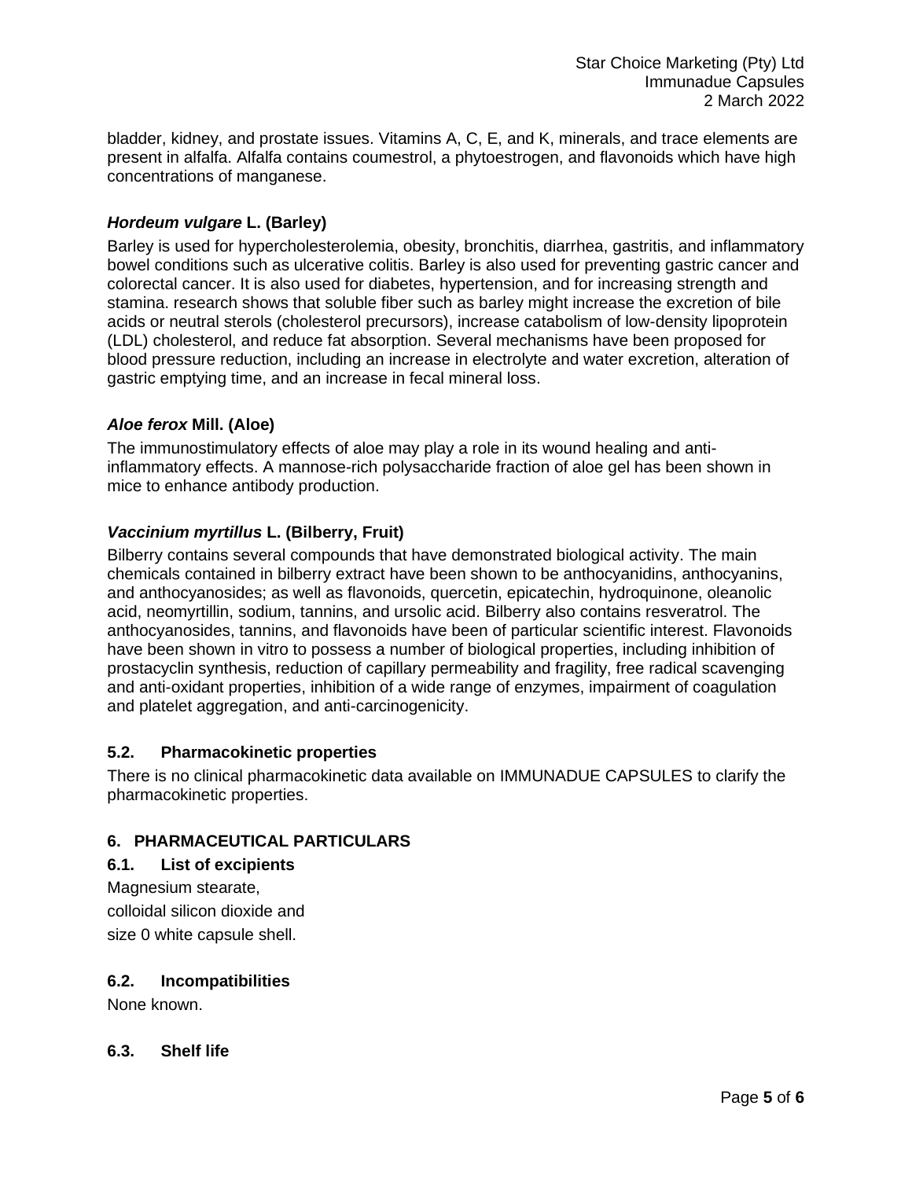bladder, kidney, and prostate issues. Vitamins A, C, E, and K, minerals, and trace elements are present in alfalfa. Alfalfa contains coumestrol, a phytoestrogen, and flavonoids which have high concentrations of manganese.

#### ***Hordeum vulgare* L. (Barley)**

Barley is used for hypercholesterolemia, obesity, bronchitis, diarrhea, gastritis, and inflammatory bowel conditions such as ulcerative colitis. Barley is also used for preventing gastric cancer and colorectal cancer. It is also used for diabetes, hypertension, and for increasing strength and stamina. research shows that soluble fiber such as barley might increase the excretion of bile acids or neutral sterols (cholesterol precursors), increase catabolism of low-density lipoprotein (LDL) cholesterol, and reduce fat absorption. Several mechanisms have been proposed for blood pressure reduction, including an increase in electrolyte and water excretion, alteration of gastric emptying time, and an increase in fecal mineral loss.

#### ***Aloe ferox* Mill. (Aloe)**

The immunostimulatory effects of aloe may play a role in its wound healing and anti-inflammatory effects. A mannose-rich polysaccharide fraction of aloe gel has been shown in mice to enhance antibody production.

#### ***Vaccinium myrtillus* L. (Bilberry, Fruit)**

Bilberry contains several compounds that have demonstrated biological activity. The main chemicals contained in bilberry extract have been shown to be anthocyanidins, anthocyanins, and anthocyanosides; as well as flavonoids, quercetin, epicatechin, hydroquinone, oleanolic acid, neomyrtillin, sodium, tannins, and ursolic acid. Bilberry also contains resveratrol. The anthocyanosides, tannins, and flavonoids have been of particular scientific interest. Flavonoids have been shown in vitro to possess a number of biological properties, including inhibition of prostacyclin synthesis, reduction of capillary permeability and fragility, free radical scavenging and anti-oxidant properties, inhibition of a wide range of enzymes, impairment of coagulation and platelet aggregation, and anti-carcinogenicity.

### 5.2. Pharmacokinetic properties

There is no clinical pharmacokinetic data available on IMMUNADUE CAPSULES to clarify the pharmacokinetic properties.

## 6. PHARMACEUTICAL PARTICULARS

### 6.1. List of excipients

Magnesium stearate,
colloidal silicon dioxide and
size 0 white capsule shell.

### 6.2. Incompatibilities

None known.

### 6.3. Shelf life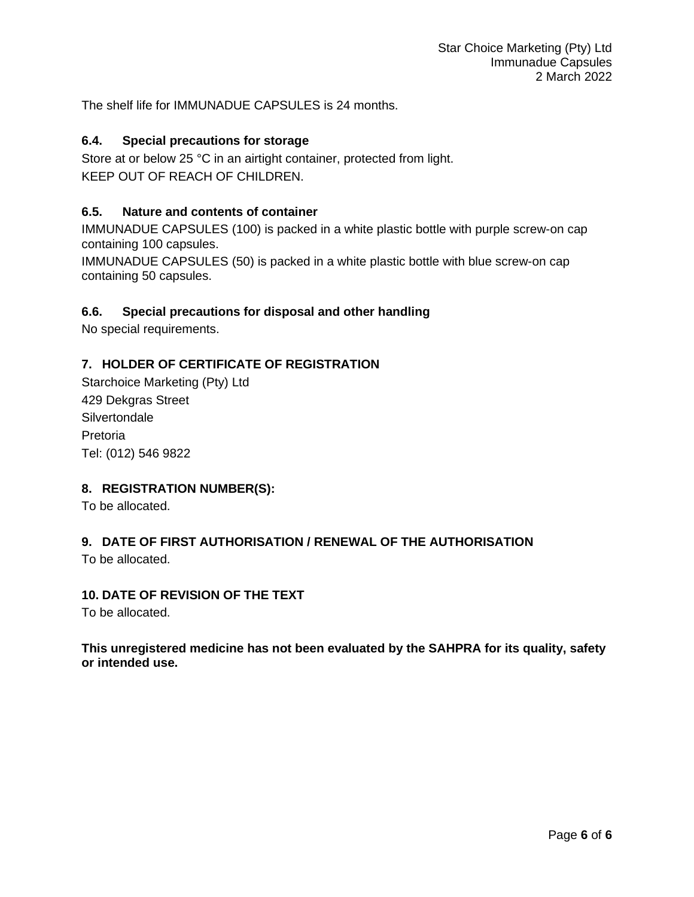The shelf life for IMMUNADUE CAPSULES is 24 months.

### 6.4. Special precautions for storage

Store at or below 25 °C in an airtight container, protected from light.
KEEP OUT OF REACH OF CHILDREN.

### 6.5. Nature and contents of container

IMMUNADUE CAPSULES (100) is packed in a white plastic bottle with purple screw-on cap containing 100 capsules.

IMMUNADUE CAPSULES (50) is packed in a white plastic bottle with blue screw-on cap containing 50 capsules.

### 6.6. Special precautions for disposal and other handling

No special requirements.

## 7. HOLDER OF CERTIFICATE OF REGISTRATION

Starchoice Marketing (Pty) Ltd
429 Dekgras Street
Silvertondale
Pretoria
Tel: (012) 546 9822

## 8. REGISTRATION NUMBER(S):

To be allocated.

## 9. DATE OF FIRST AUTHORISATION / RENEWAL OF THE AUTHORISATION

To be allocated.

## 10. DATE OF REVISION OF THE TEXT

To be allocated.

**This unregistered medicine has not been evaluated by the SAHPRA for its quality, safety or intended use.**